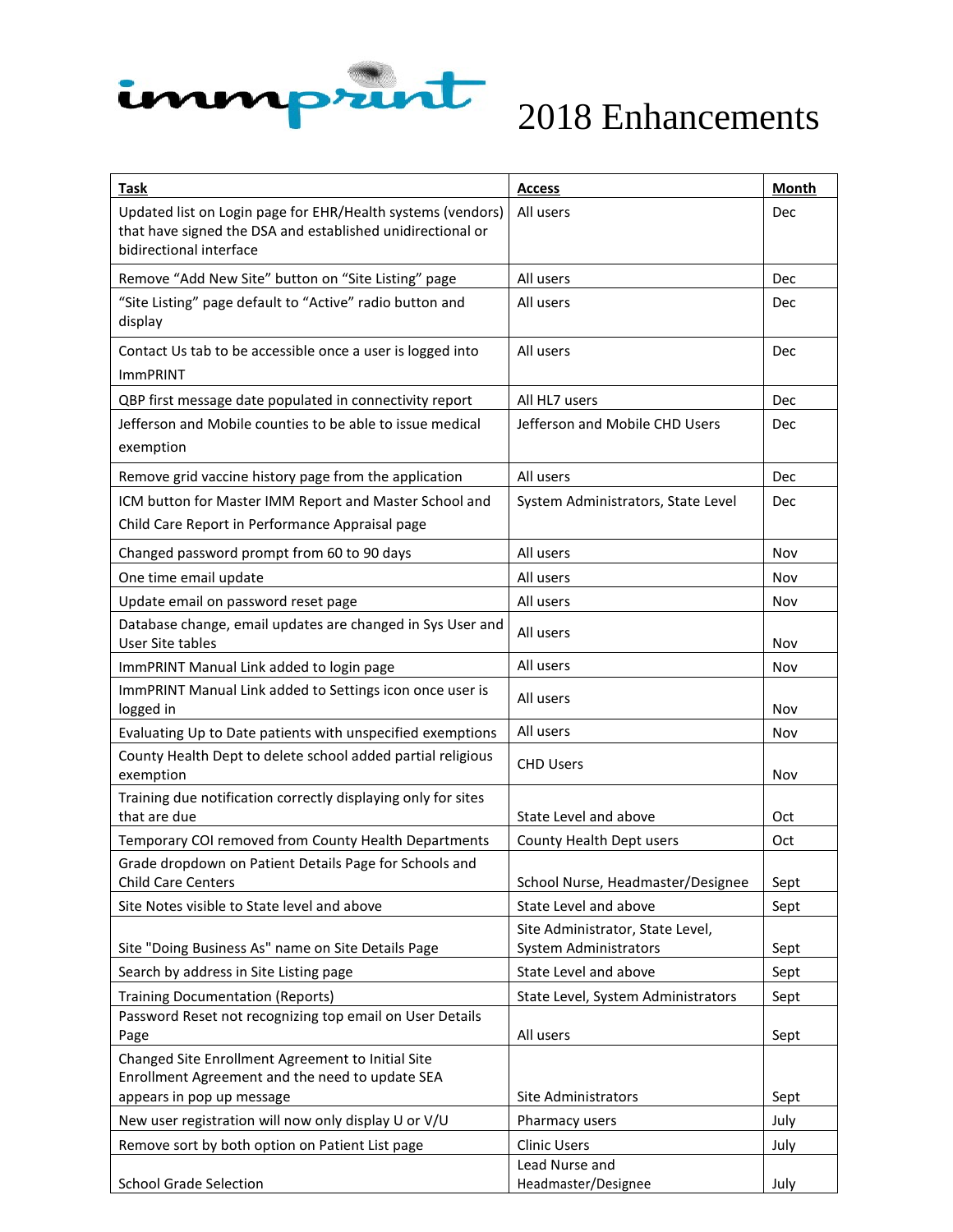# immprint 2018 Enhancements

| Task | Access | Month |
|---|---|---|
| Updated list on Login page for EHR/Health systems (vendors) that have signed the DSA and established unidirectional or bidirectional interface | All users | Dec |
| Remove "Add New Site" button on "Site Listing" page | All users | Dec |
| "Site Listing" page default to "Active" radio button and display | All users | Dec |
| Contact Us tab to be accessible once a user is logged into ImmPRINT | All users | Dec |
| QBP first message date populated in connectivity report | All HL7 users | Dec |
| Jefferson and Mobile counties to be able to issue medical exemption | Jefferson and Mobile CHD Users | Dec |
| Remove grid vaccine history page from the application | All users | Dec |
| ICM button for Master IMM Report and Master School and Child Care Report in Performance Appraisal page | System Administrators, State Level | Dec |
| Changed password prompt from 60 to 90 days | All users | Nov |
| One time email update | All users | Nov |
| Update email on password reset page | All users | Nov |
| Database change, email updates are changed in Sys User and User Site tables | All users | Nov |
| ImmPRINT Manual Link added to login page | All users | Nov |
| ImmPRINT Manual Link added to Settings icon once user is logged in | All users | Nov |
| Evaluating Up to Date patients with unspecified exemptions | All users | Nov |
| County Health Dept to delete school added partial religious exemption | CHD Users | Nov |
| Training due notification correctly displaying only for sites that are due | State Level and above | Oct |
| Temporary COI removed from County Health Departments | County Health Dept users | Oct |
| Grade dropdown on Patient Details Page for Schools and Child Care Centers | School Nurse, Headmaster/Designee | Sept |
| Site Notes visible to State level and above | State Level and above | Sept |
| Site "Doing Business As" name on Site Details Page | Site Administrator, State Level, System Administrators | Sept |
| Search by address in Site Listing page | State Level and above | Sept |
| Training Documentation (Reports) | State Level, System Administrators | Sept |
| Password Reset not recognizing top email on User Details Page | All users | Sept |
| Changed Site Enrollment Agreement to Initial Site Enrollment Agreement and the need to update SEA appears in pop up message | Site Administrators | Sept |
| New user registration will now only display U or V/U | Pharmacy users | July |
| Remove sort by both option on Patient List page | Clinic Users | July |
| School Grade Selection | Lead Nurse and Headmaster/Designee | July |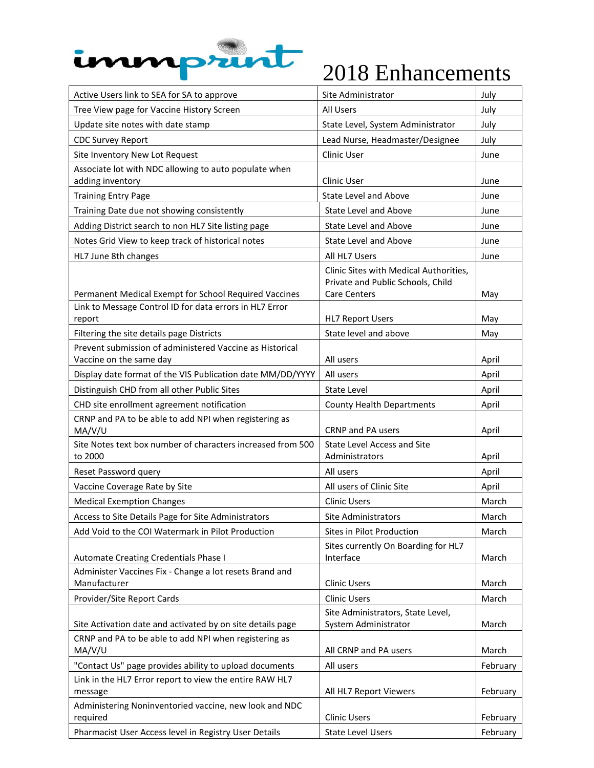# immprint 2018 Enhancements

| Enhancement | Users | Month |
|---|---|---|
| Active Users link to SEA for SA to approve | Site Administrator | July |
| Tree View page for Vaccine History Screen | All Users | July |
| Update site notes with date stamp | State Level, System Administrator | July |
| CDC Survey Report | Lead Nurse, Headmaster/Designee | July |
| Site Inventory New Lot Request | Clinic User | June |
| Associate lot with NDC allowing to auto populate when adding inventory | Clinic User | June |
| Training Entry Page | State Level and Above | June |
| Training Date due not showing consistently | State Level and Above | June |
| Adding District search to non HL7 Site listing page | State Level and Above | June |
| Notes Grid View to keep track of historical notes | State Level and Above | June |
| HL7 June 8th changes | All HL7 Users | June |
| Permanent Medical Exempt for School Required Vaccines | Clinic Sites with Medical Authorities, Private and Public Schools, Child Care Centers | May |
| Link to Message Control ID for data errors in HL7 Error report | HL7 Report Users | May |
| Filtering the site details page Districts | State level and above | May |
| Prevent submission of administered Vaccine as Historical Vaccine on the same day | All users | April |
| Display date format of the VIS Publication date MM/DD/YYYY | All users | April |
| Distinguish CHD from all other Public Sites | State Level | April |
| CHD site enrollment agreement notification | County Health Departments | April |
| CRNP and PA to be able to add NPI when registering as MA/V/U | CRNP and PA users | April |
| Site Notes text box number of characters increased from 500 to 2000 | State Level Access and Site Administrators | April |
| Reset Password query | All users | April |
| Vaccine Coverage Rate by Site | All users of Clinic Site | April |
| Medical Exemption Changes | Clinic Users | March |
| Access to Site Details Page for Site Administrators | Site Administrators | March |
| Add Void to the COI Watermark in Pilot Production | Sites in Pilot Production | March |
| Automate Creating Credentials Phase I | Sites currently On Boarding for HL7 Interface | March |
| Administer Vaccines Fix - Change a lot resets Brand and Manufacturer | Clinic Users | March |
| Provider/Site Report Cards | Clinic Users | March |
| Site Activation date and activated by on site details page | Site Administrators, State Level, System Administrator | March |
| CRNP and PA to be able to add NPI when registering as MA/V/U | All CRNP and PA users | March |
| "Contact Us" page provides ability to upload documents | All users | February |
| Link in the HL7 Error report to view the entire RAW HL7 message | All HL7 Report Viewers | February |
| Administering Noninventoried vaccine, new look and NDC required | Clinic Users | February |
| Pharmacist User Access level in Registry User Details | State Level Users | February |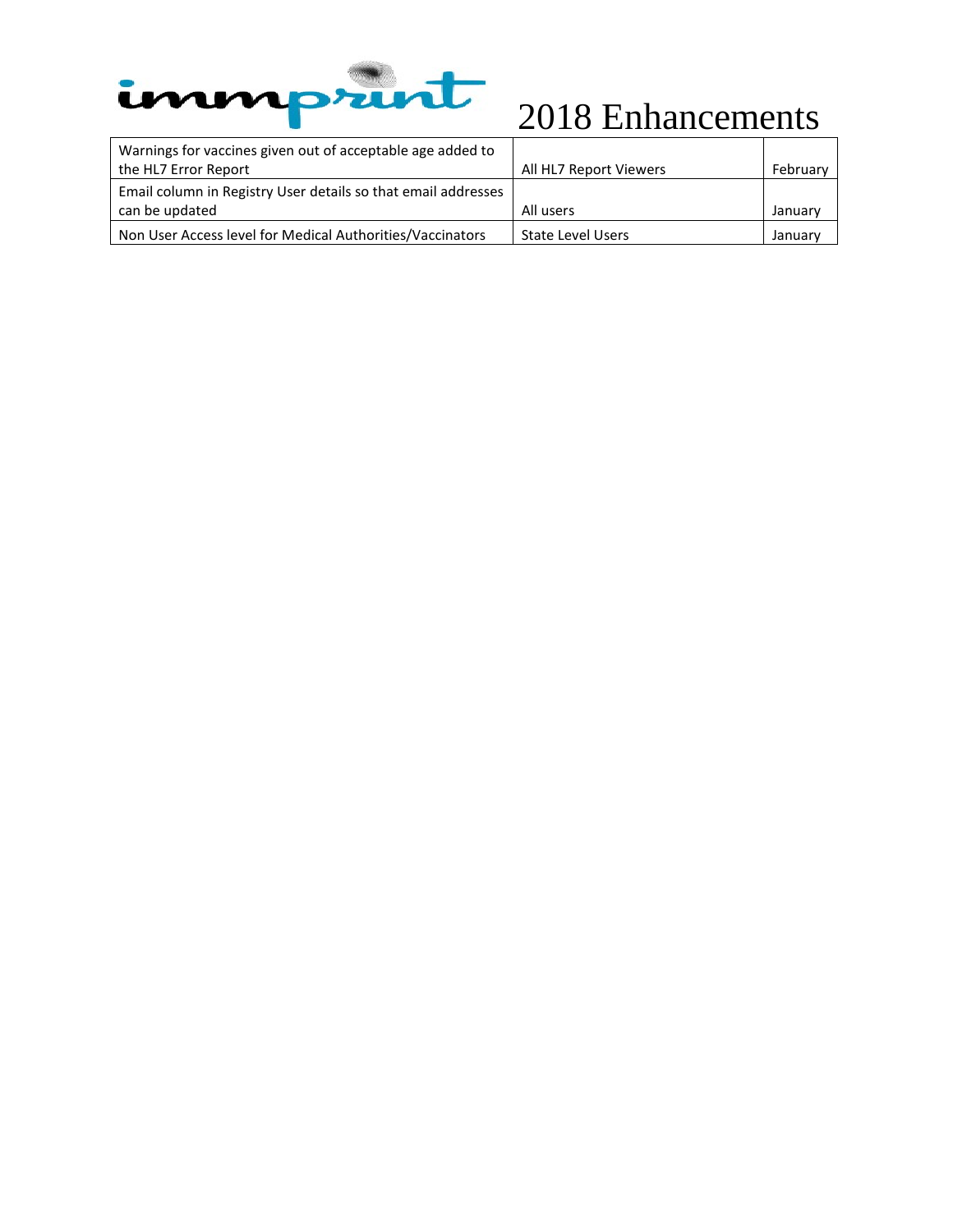# immprint 2018 Enhancements

| | | |
|---|---|---|
| Warnings for vaccines given out of acceptable age added to the HL7 Error Report | All HL7 Report Viewers | February |
| Email column in Registry User details so that email addresses can be updated | All users | January |
| Non User Access level for Medical Authorities/Vaccinators | State Level Users | January |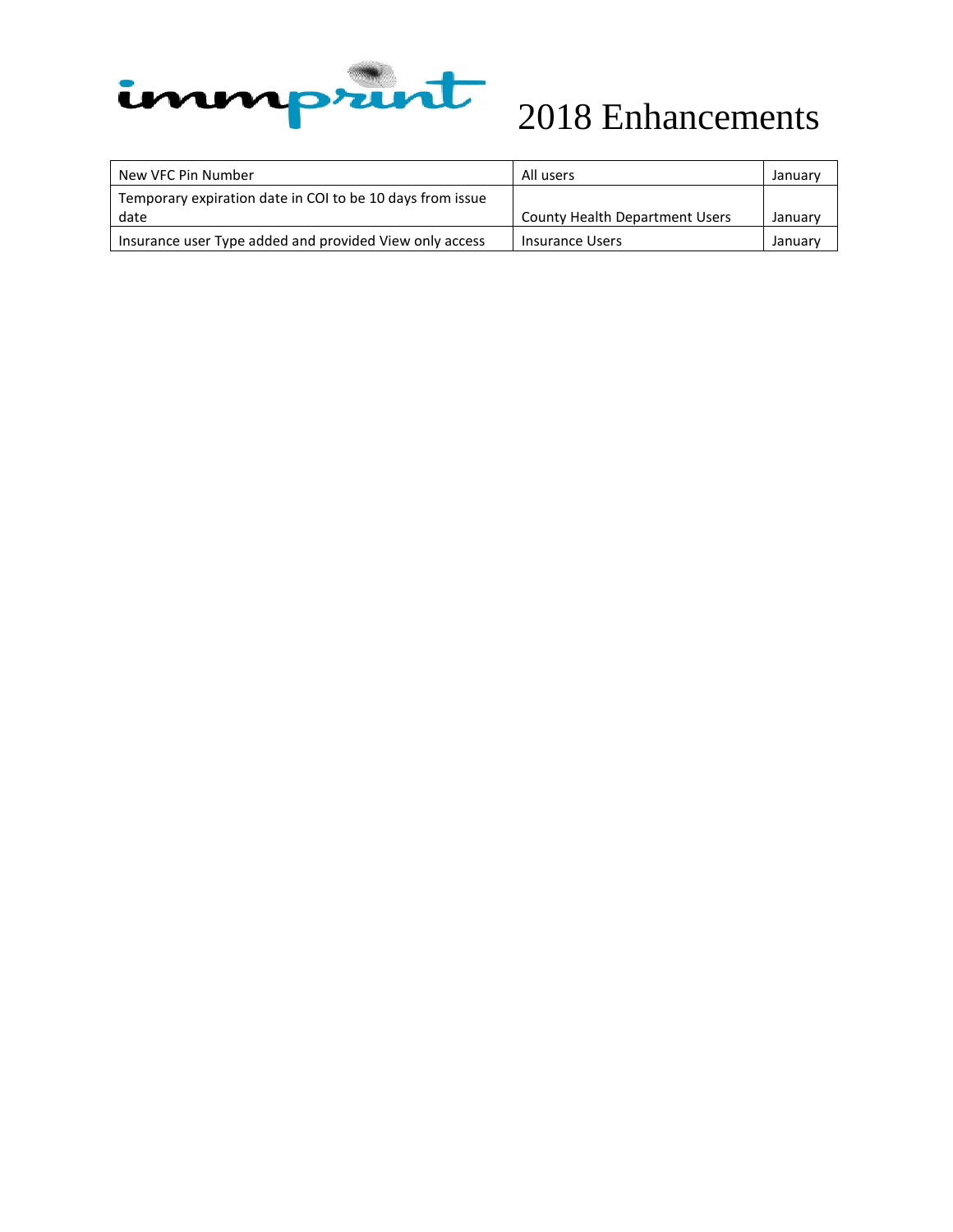immprint

# 2018 Enhancements

| | | |
|---|---|---|
| New VFC Pin Number | All users | January |
| Temporary expiration date in COI to be 10 days from issue date | County Health Department Users | January |
| Insurance user Type added and provided View only access | Insurance Users | January |